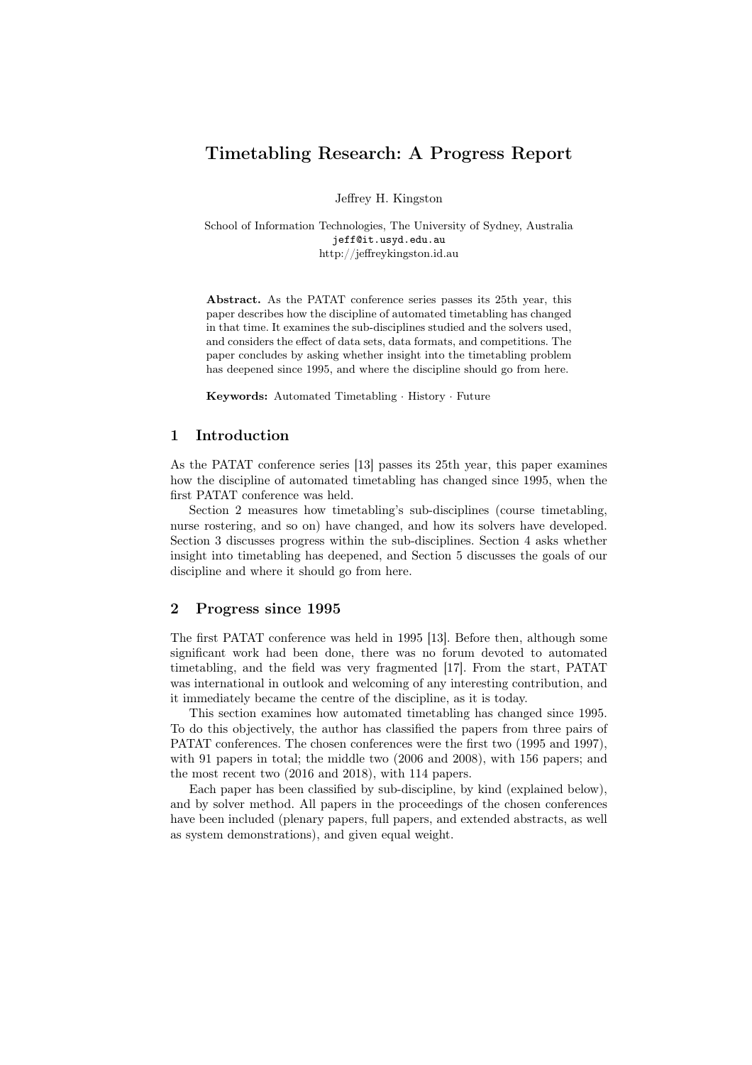# Timetabling Research: A Progress Report

Jeffrey H. Kingston

School of Information Technologies, The University of Sydney, Australia
jeff@it.usyd.edu.au
http://jeffreykingston.id.au

**Abstract.** As the PATAT conference series passes its 25th year, this paper describes how the discipline of automated timetabling has changed in that time. It examines the sub-disciplines studied and the solvers used, and considers the effect of data sets, data formats, and competitions. The paper concludes by asking whether insight into the timetabling problem has deepened since 1995, and where the discipline should go from here.

**Keywords:** Automated Timetabling · History · Future

## 1 Introduction

As the PATAT conference series [13] passes its 25th year, this paper examines how the discipline of automated timetabling has changed since 1995, when the first PATAT conference was held.

Section 2 measures how timetabling's sub-disciplines (course timetabling, nurse rostering, and so on) have changed, and how its solvers have developed. Section 3 discusses progress within the sub-disciplines. Section 4 asks whether insight into timetabling has deepened, and Section 5 discusses the goals of our discipline and where it should go from here.

## 2 Progress since 1995

The first PATAT conference was held in 1995 [13]. Before then, although some significant work had been done, there was no forum devoted to automated timetabling, and the field was very fragmented [17]. From the start, PATAT was international in outlook and welcoming of any interesting contribution, and it immediately became the centre of the discipline, as it is today.

This section examines how automated timetabling has changed since 1995. To do this objectively, the author has classified the papers from three pairs of PATAT conferences. The chosen conferences were the first two (1995 and 1997), with 91 papers in total; the middle two (2006 and 2008), with 156 papers; and the most recent two (2016 and 2018), with 114 papers.

Each paper has been classified by sub-discipline, by kind (explained below), and by solver method. All papers in the proceedings of the chosen conferences have been included (plenary papers, full papers, and extended abstracts, as well as system demonstrations), and given equal weight.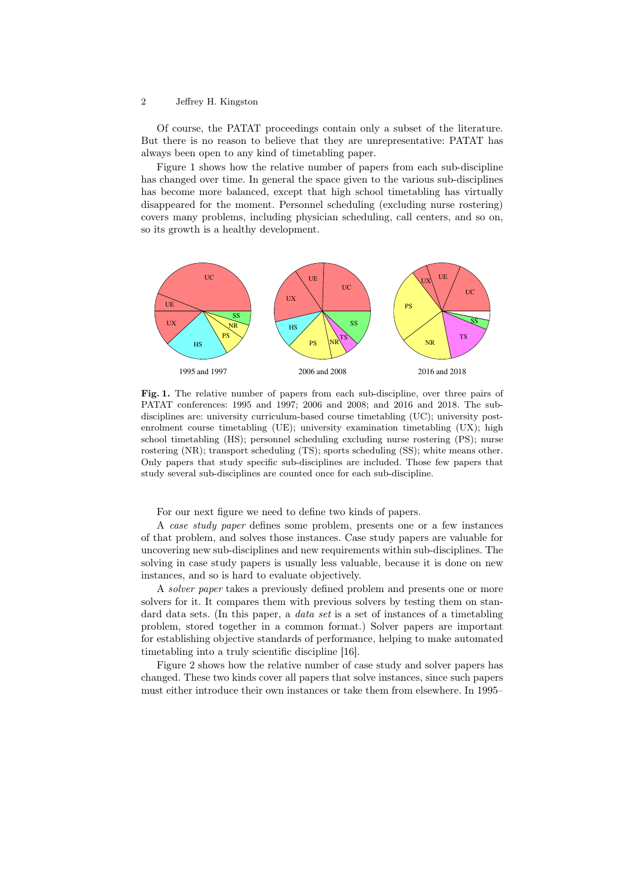Of course, the PATAT proceedings contain only a subset of the literature. But there is no reason to believe that they are unrepresentative: PATAT has always been open to any kind of timetabling paper.

Figure 1 shows how the relative number of papers from each sub-discipline has changed over time. In general the space given to the various sub-disciplines has become more balanced, except that high school timetabling has virtually disappeared for the moment. Personnel scheduling (excluding nurse rostering) covers many problems, including physician scheduling, call centers, and so on, so its growth is a healthy development.

**Fig. 1.** The relative number of papers from each sub-discipline, over three pairs of PATAT conferences: 1995 and 1997; 2006 and 2008; and 2016 and 2018. The sub-disciplines are: university curriculum-based course timetabling (UC); university post-enrolment course timetabling (UE); university examination timetabling (UX); high school timetabling (HS); personnel scheduling excluding nurse rostering (PS); nurse rostering (NR); transport scheduling (TS); sports scheduling (SS); white means other. Only papers that study specific sub-disciplines are included. Those few papers that study several sub-disciplines are counted once for each sub-discipline.

For our next figure we need to define two kinds of papers.

A *case study paper* defines some problem, presents one or a few instances of that problem, and solves those instances. Case study papers are valuable for uncovering new sub-disciplines and new requirements within sub-disciplines. The solving in case study papers is usually less valuable, because it is done on new instances, and so is hard to evaluate objectively.

A *solver paper* takes a previously defined problem and presents one or more solvers for it. It compares them with previous solvers by testing them on standard data sets. (In this paper, a *data set* is a set of instances of a timetabling problem, stored together in a common format.) Solver papers are important for establishing objective standards of performance, helping to make automated timetabling into a truly scientific discipline [16].

Figure 2 shows how the relative number of case study and solver papers has changed. These two kinds cover all papers that solve instances, since such papers must either introduce their own instances or take them from elsewhere. In 1995–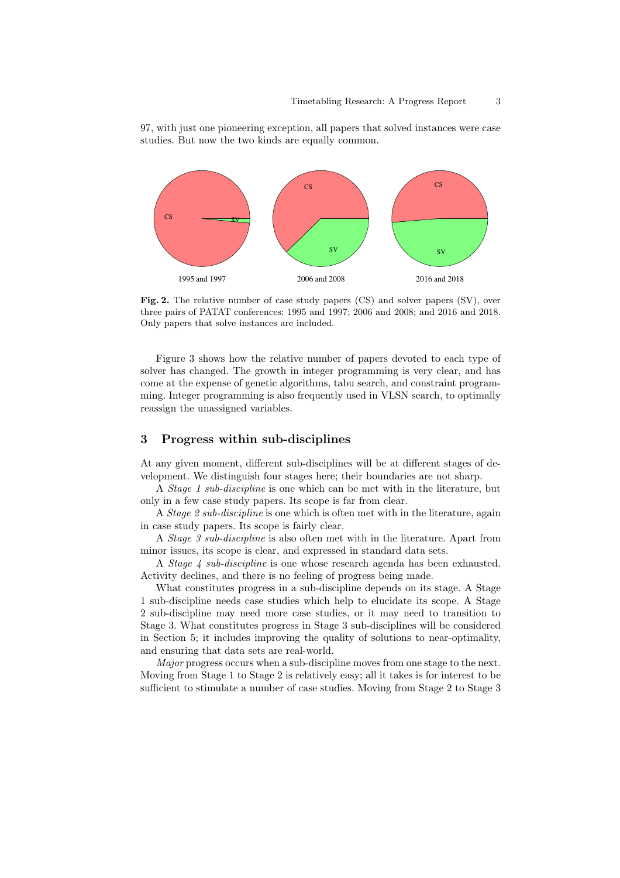97, with just one pioneering exception, all papers that solved instances were case studies. But now the two kinds are equally common.

**Fig. 2.** The relative number of case study papers (CS) and solver papers (SV), over three pairs of PATAT conferences: 1995 and 1997; 2006 and 2008; and 2016 and 2018. Only papers that solve instances are included.

Figure 3 shows how the relative number of papers devoted to each type of solver has changed. The growth in integer programming is very clear, and has come at the expense of genetic algorithms, tabu search, and constraint programming. Integer programming is also frequently used in VLSN search, to optimally reassign the unassigned variables.

## 3 Progress within sub-disciplines

At any given moment, different sub-disciplines will be at different stages of development. We distinguish four stages here; their boundaries are not sharp.

A *Stage 1 sub-discipline* is one which can be met with in the literature, but only in a few case study papers. Its scope is far from clear.

A *Stage 2 sub-discipline* is one which is often met with in the literature, again in case study papers. Its scope is fairly clear.

A *Stage 3 sub-discipline* is also often met with in the literature. Apart from minor issues, its scope is clear, and expressed in standard data sets.

A *Stage 4 sub-discipline* is one whose research agenda has been exhausted. Activity declines, and there is no feeling of progress being made.

What constitutes progress in a sub-discipline depends on its stage. A Stage 1 sub-discipline needs case studies which help to elucidate its scope. A Stage 2 sub-discipline may need more case studies, or it may need to transition to Stage 3. What constitutes progress in Stage 3 sub-disciplines will be considered in Section 5; it includes improving the quality of solutions to near-optimality, and ensuring that data sets are real-world.

*Major* progress occurs when a sub-discipline moves from one stage to the next. Moving from Stage 1 to Stage 2 is relatively easy; all it takes is for interest to be sufficient to stimulate a number of case studies. Moving from Stage 2 to Stage 3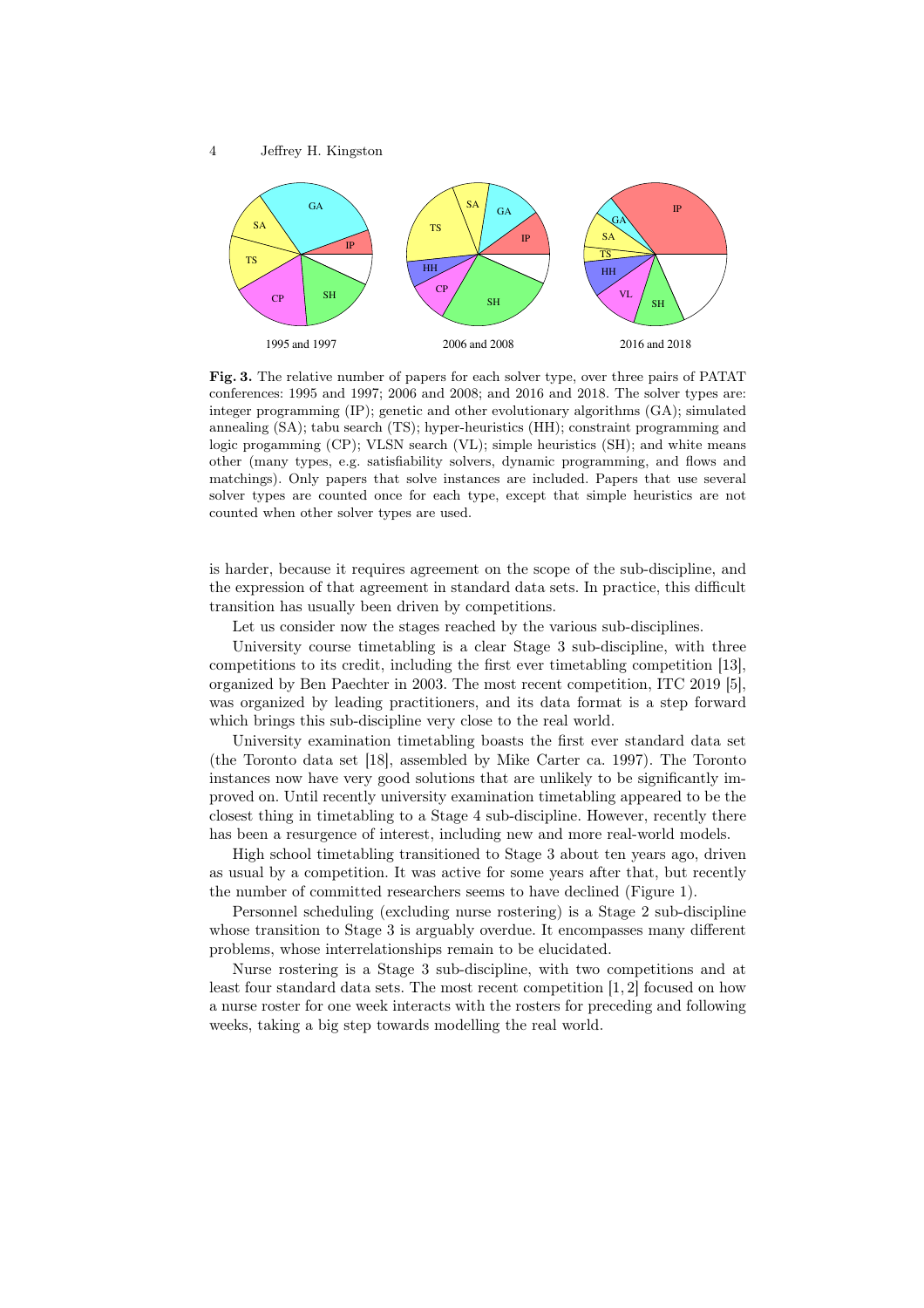**Fig. 3.** The relative number of papers for each solver type, over three pairs of PATAT conferences: 1995 and 1997; 2006 and 2008; and 2016 and 2018. The solver types are: integer programming (IP); genetic and other evolutionary algorithms (GA); simulated annealing (SA); tabu search (TS); hyper-heuristics (HH); constraint programming and logic progamming (CP); VLSN search (VL); simple heuristics (SH); and white means other (many types, e.g. satisfiability solvers, dynamic programming, and flows and matchings). Only papers that solve instances are included. Papers that use several solver types are counted once for each type, except that simple heuristics are not counted when other solver types are used.

is harder, because it requires agreement on the scope of the sub-discipline, and the expression of that agreement in standard data sets. In practice, this difficult transition has usually been driven by competitions.

Let us consider now the stages reached by the various sub-disciplines.

University course timetabling is a clear Stage 3 sub-discipline, with three competitions to its credit, including the first ever timetabling competition [13], organized by Ben Paechter in 2003. The most recent competition, ITC 2019 [5], was organized by leading practitioners, and its data format is a step forward which brings this sub-discipline very close to the real world.

University examination timetabling boasts the first ever standard data set (the Toronto data set [18], assembled by Mike Carter ca. 1997). The Toronto instances now have very good solutions that are unlikely to be significantly improved on. Until recently university examination timetabling appeared to be the closest thing in timetabling to a Stage 4 sub-discipline. However, recently there has been a resurgence of interest, including new and more real-world models.

High school timetabling transitioned to Stage 3 about ten years ago, driven as usual by a competition. It was active for some years after that, but recently the number of committed researchers seems to have declined (Figure 1).

Personnel scheduling (excluding nurse rostering) is a Stage 2 sub-discipline whose transition to Stage 3 is arguably overdue. It encompasses many different problems, whose interrelationships remain to be elucidated.

Nurse rostering is a Stage 3 sub-discipline, with two competitions and at least four standard data sets. The most recent competition [1, 2] focused on how a nurse roster for one week interacts with the rosters for preceding and following weeks, taking a big step towards modelling the real world.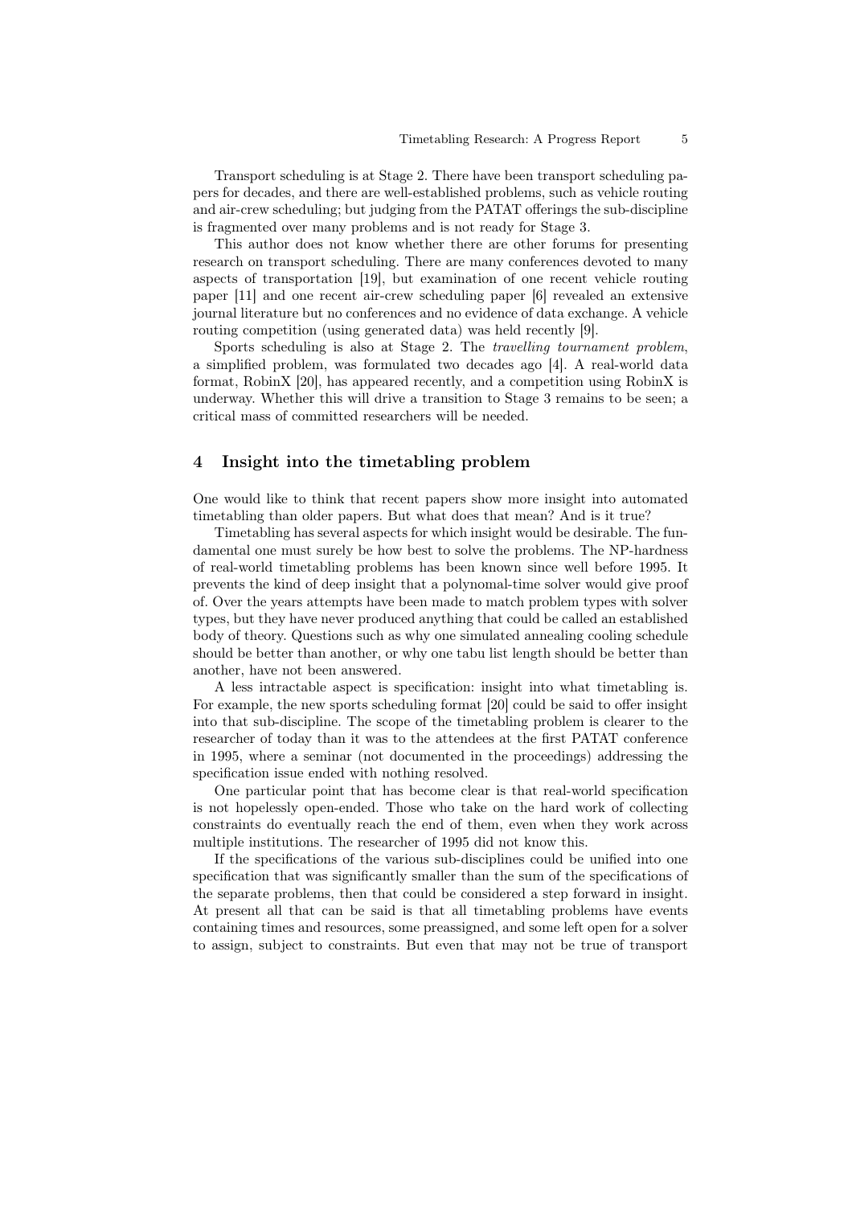Transport scheduling is at Stage 2. There have been transport scheduling papers for decades, and there are well-established problems, such as vehicle routing and air-crew scheduling; but judging from the PATAT offerings the sub-discipline is fragmented over many problems and is not ready for Stage 3.

This author does not know whether there are other forums for presenting research on transport scheduling. There are many conferences devoted to many aspects of transportation [19], but examination of one recent vehicle routing paper [11] and one recent air-crew scheduling paper [6] revealed an extensive journal literature but no conferences and no evidence of data exchange. A vehicle routing competition (using generated data) was held recently [9].

Sports scheduling is also at Stage 2. The *travelling tournament problem*, a simplified problem, was formulated two decades ago [4]. A real-world data format, RobinX [20], has appeared recently, and a competition using RobinX is underway. Whether this will drive a transition to Stage 3 remains to be seen; a critical mass of committed researchers will be needed.

## 4 Insight into the timetabling problem

One would like to think that recent papers show more insight into automated timetabling than older papers. But what does that mean? And is it true?

Timetabling has several aspects for which insight would be desirable. The fundamental one must surely be how best to solve the problems. The NP-hardness of real-world timetabling problems has been known since well before 1995. It prevents the kind of deep insight that a polynomal-time solver would give proof of. Over the years attempts have been made to match problem types with solver types, but they have never produced anything that could be called an established body of theory. Questions such as why one simulated annealing cooling schedule should be better than another, or why one tabu list length should be better than another, have not been answered.

A less intractable aspect is specification: insight into what timetabling is. For example, the new sports scheduling format [20] could be said to offer insight into that sub-discipline. The scope of the timetabling problem is clearer to the researcher of today than it was to the attendees at the first PATAT conference in 1995, where a seminar (not documented in the proceedings) addressing the specification issue ended with nothing resolved.

One particular point that has become clear is that real-world specification is not hopelessly open-ended. Those who take on the hard work of collecting constraints do eventually reach the end of them, even when they work across multiple institutions. The researcher of 1995 did not know this.

If the specifications of the various sub-disciplines could be unified into one specification that was significantly smaller than the sum of the specifications of the separate problems, then that could be considered a step forward in insight. At present all that can be said is that all timetabling problems have events containing times and resources, some preassigned, and some left open for a solver to assign, subject to constraints. But even that may not be true of transport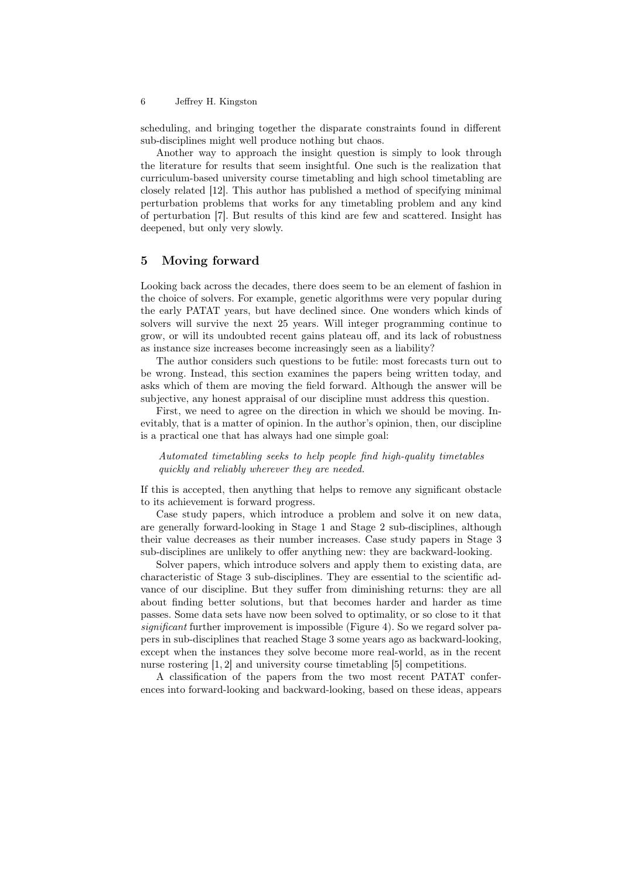scheduling, and bringing together the disparate constraints found in different sub-disciplines might well produce nothing but chaos.

Another way to approach the insight question is simply to look through the literature for results that seem insightful. One such is the realization that curriculum-based university course timetabling and high school timetabling are closely related [12]. This author has published a method of specifying minimal perturbation problems that works for any timetabling problem and any kind of perturbation [7]. But results of this kind are few and scattered. Insight has deepened, but only very slowly.

## 5 Moving forward

Looking back across the decades, there does seem to be an element of fashion in the choice of solvers. For example, genetic algorithms were very popular during the early PATAT years, but have declined since. One wonders which kinds of solvers will survive the next 25 years. Will integer programming continue to grow, or will its undoubted recent gains plateau off, and its lack of robustness as instance size increases become increasingly seen as a liability?

The author considers such questions to be futile: most forecasts turn out to be wrong. Instead, this section examines the papers being written today, and asks which of them are moving the field forward. Although the answer will be subjective, any honest appraisal of our discipline must address this question.

First, we need to agree on the direction in which we should be moving. Inevitably, that is a matter of opinion. In the author's opinion, then, our discipline is a practical one that has always had one simple goal:

> *Automated timetabling seeks to help people find high-quality timetables quickly and reliably wherever they are needed.*

If this is accepted, then anything that helps to remove any significant obstacle to its achievement is forward progress.

Case study papers, which introduce a problem and solve it on new data, are generally forward-looking in Stage 1 and Stage 2 sub-disciplines, although their value decreases as their number increases. Case study papers in Stage 3 sub-disciplines are unlikely to offer anything new: they are backward-looking.

Solver papers, which introduce solvers and apply them to existing data, are characteristic of Stage 3 sub-disciplines. They are essential to the scientific advance of our discipline. But they suffer from diminishing returns: they are all about finding better solutions, but that becomes harder and harder as time passes. Some data sets have now been solved to optimality, or so close to it that *significant* further improvement is impossible (Figure 4). So we regard solver papers in sub-disciplines that reached Stage 3 some years ago as backward-looking, except when the instances they solve become more real-world, as in the recent nurse rostering [1, 2] and university course timetabling [5] competitions.

A classification of the papers from the two most recent PATAT conferences into forward-looking and backward-looking, based on these ideas, appears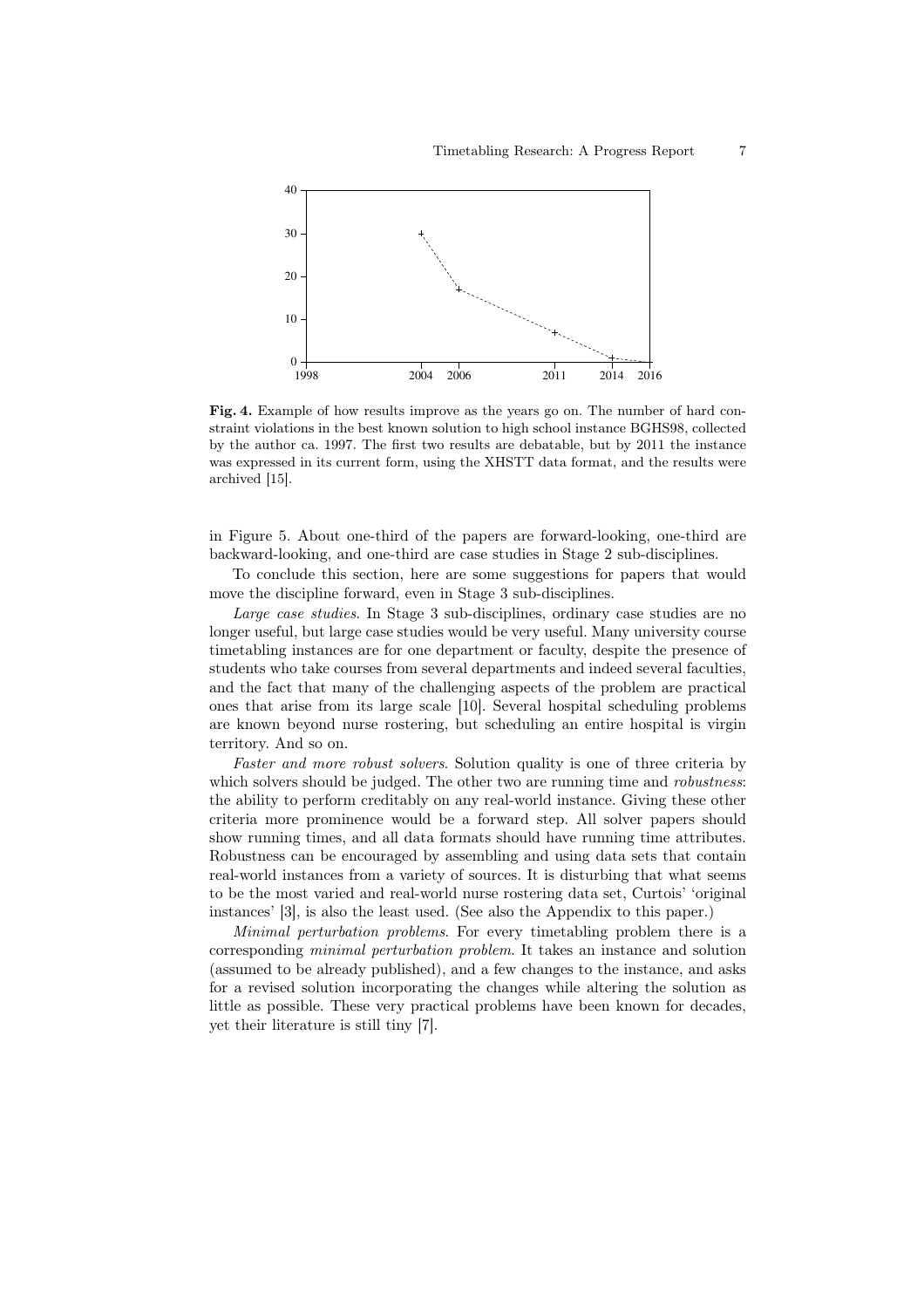**Fig. 4.** Example of how results improve as the years go on. The number of hard constraint violations in the best known solution to high school instance BGHS98, collected by the author ca. 1997. The first two results are debatable, but by 2011 the instance was expressed in its current form, using the XHSTT data format, and the results were archived [15].

in Figure 5. About one-third of the papers are forward-looking, one-third are backward-looking, and one-third are case studies in Stage 2 sub-disciplines.

To conclude this section, here are some suggestions for papers that would move the discipline forward, even in Stage 3 sub-disciplines.

*Large case studies*. In Stage 3 sub-disciplines, ordinary case studies are no longer useful, but large case studies would be very useful. Many university course timetabling instances are for one department or faculty, despite the presence of students who take courses from several departments and indeed several faculties, and the fact that many of the challenging aspects of the problem are practical ones that arise from its large scale [10]. Several hospital scheduling problems are known beyond nurse rostering, but scheduling an entire hospital is virgin territory. And so on.

*Faster and more robust solvers*. Solution quality is one of three criteria by which solvers should be judged. The other two are running time and *robustness*: the ability to perform creditably on any real-world instance. Giving these other criteria more prominence would be a forward step. All solver papers should show running times, and all data formats should have running time attributes. Robustness can be encouraged by assembling and using data sets that contain real-world instances from a variety of sources. It is disturbing that what seems to be the most varied and real-world nurse rostering data set, Curtois' 'original instances' [3], is also the least used. (See also the Appendix to this paper.)

*Minimal perturbation problems*. For every timetabling problem there is a corresponding *minimal perturbation problem*. It takes an instance and solution (assumed to be already published), and a few changes to the instance, and asks for a revised solution incorporating the changes while altering the solution as little as possible. These very practical problems have been known for decades, yet their literature is still tiny [7].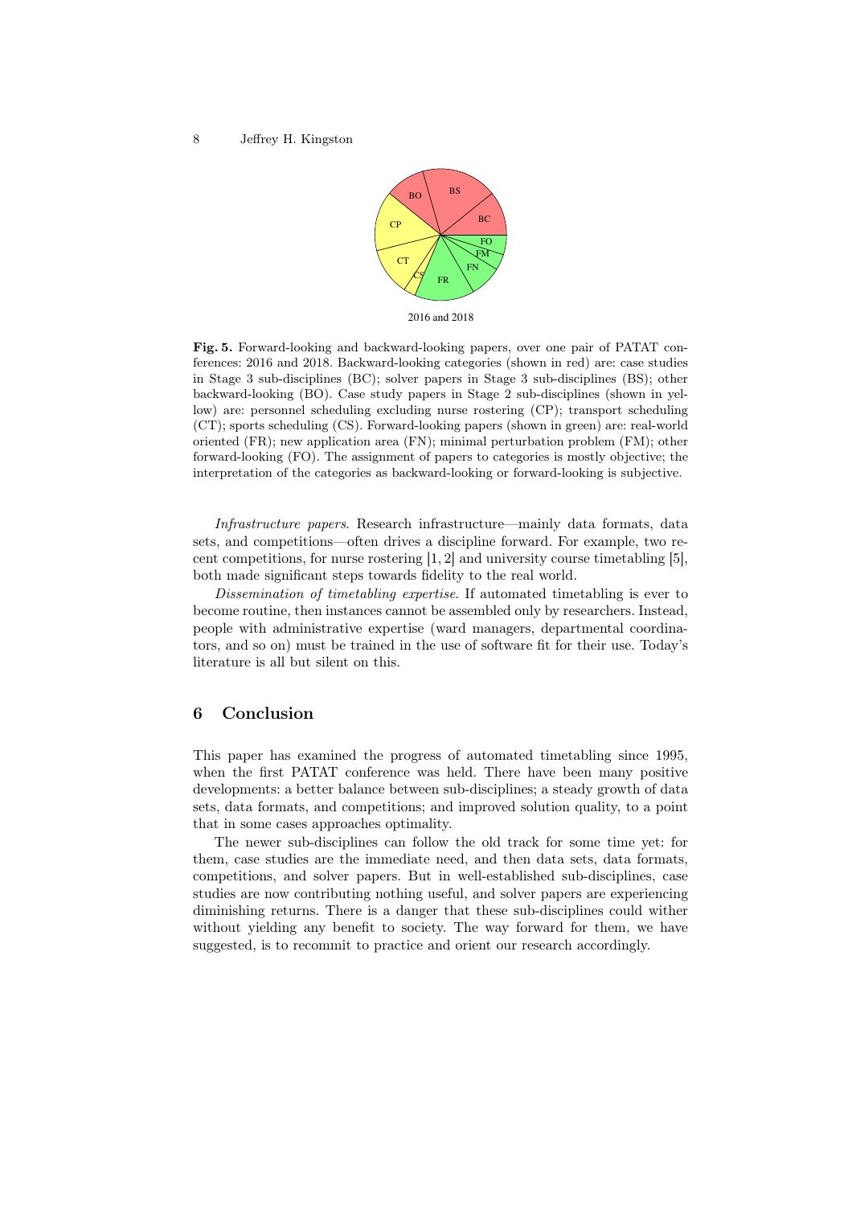**Fig. 5.** Forward-looking and backward-looking papers, over one pair of PATAT conferences: 2016 and 2018. Backward-looking categories (shown in red) are: case studies in Stage 3 sub-disciplines (BC); solver papers in Stage 3 sub-disciplines (BS); other backward-looking (BO). Case study papers in Stage 2 sub-disciplines (shown in yellow) are: personnel scheduling excluding nurse rostering (CP); transport scheduling (CT); sports scheduling (CS). Forward-looking papers (shown in green) are: real-world oriented (FR); new application area (FN); minimal perturbation problem (FM); other forward-looking (FO). The assignment of papers to categories is mostly objective; the interpretation of the categories as backward-looking or forward-looking is subjective.

*Infrastructure papers.* Research infrastructure—mainly data formats, data sets, and competitions—often drives a discipline forward. For example, two recent competitions, for nurse rostering [1, 2] and university course timetabling [5], both made significant steps towards fidelity to the real world.

*Dissemination of timetabling expertise.* If automated timetabling is ever to become routine, then instances cannot be assembled only by researchers. Instead, people with administrative expertise (ward managers, departmental coordinators, and so on) must be trained in the use of software fit for their use. Today's literature is all but silent on this.

## 6 Conclusion

This paper has examined the progress of automated timetabling since 1995, when the first PATAT conference was held. There have been many positive developments: a better balance between sub-disciplines; a steady growth of data sets, data formats, and competitions; and improved solution quality, to a point that in some cases approaches optimality.

The newer sub-disciplines can follow the old track for some time yet: for them, case studies are the immediate need, and then data sets, data formats, competitions, and solver papers. But in well-established sub-disciplines, case studies are now contributing nothing useful, and solver papers are experiencing diminishing returns. There is a danger that these sub-disciplines could wither without yielding any benefit to society. The way forward for them, we have suggested, is to recommit to practice and orient our research accordingly.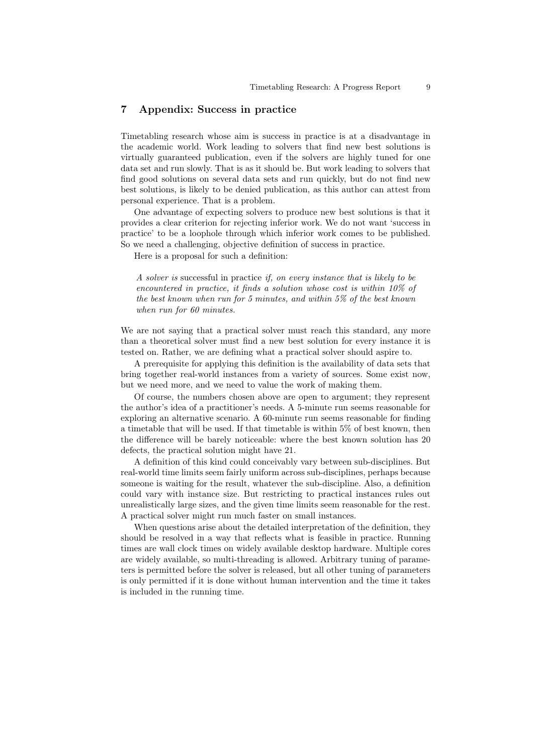## 7 Appendix: Success in practice

Timetabling research whose aim is success in practice is at a disadvantage in the academic world. Work leading to solvers that find new best solutions is virtually guaranteed publication, even if the solvers are highly tuned for one data set and run slowly. That is as it should be. But work leading to solvers that find good solutions on several data sets and run quickly, but do not find new best solutions, is likely to be denied publication, as this author can attest from personal experience. That is a problem.

One advantage of expecting solvers to produce new best solutions is that it provides a clear criterion for rejecting inferior work. We do not want 'success in practice' to be a loophole through which inferior work comes to be published. So we need a challenging, objective definition of success in practice.

Here is a proposal for such a definition:

> *A solver is* successful in practice *if, on every instance that is likely to be encountered in practice, it finds a solution whose cost is within 10% of the best known when run for 5 minutes, and within 5% of the best known when run for 60 minutes.*

We are not saying that a practical solver must reach this standard, any more than a theoretical solver must find a new best solution for every instance it is tested on. Rather, we are defining what a practical solver should aspire to.

A prerequisite for applying this definition is the availability of data sets that bring together real-world instances from a variety of sources. Some exist now, but we need more, and we need to value the work of making them.

Of course, the numbers chosen above are open to argument; they represent the author's idea of a practitioner's needs. A 5-minute run seems reasonable for exploring an alternative scenario. A 60-minute run seems reasonable for finding a timetable that will be used. If that timetable is within 5% of best known, then the difference will be barely noticeable: where the best known solution has 20 defects, the practical solution might have 21.

A definition of this kind could conceivably vary between sub-disciplines. But real-world time limits seem fairly uniform across sub-disciplines, perhaps because someone is waiting for the result, whatever the sub-discipline. Also, a definition could vary with instance size. But restricting to practical instances rules out unrealistically large sizes, and the given time limits seem reasonable for the rest. A practical solver might run much faster on small instances.

When questions arise about the detailed interpretation of the definition, they should be resolved in a way that reflects what is feasible in practice. Running times are wall clock times on widely available desktop hardware. Multiple cores are widely available, so multi-threading is allowed. Arbitrary tuning of parameters is permitted before the solver is released, but all other tuning of parameters is only permitted if it is done without human intervention and the time it takes is included in the running time.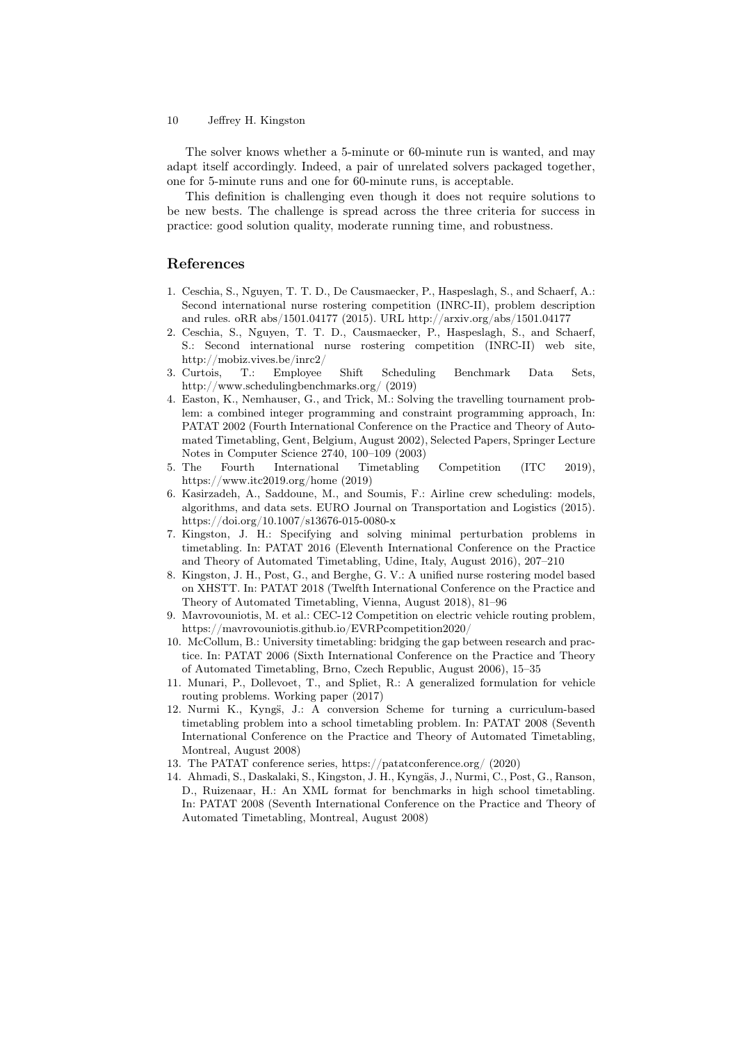The solver knows whether a 5-minute or 60-minute run is wanted, and may adapt itself accordingly. Indeed, a pair of unrelated solvers packaged together, one for 5-minute runs and one for 60-minute runs, is acceptable.

This definition is challenging even though it does not require solutions to be new bests. The challenge is spread across the three criteria for success in practice: good solution quality, moderate running time, and robustness.

## References

1. Ceschia, S., Nguyen, T. T. D., De Causmaecker, P., Haspeslagh, S., and Schaerf, A.: Second international nurse rostering competition (INRC-II), problem description and rules. oRR abs/1501.04177 (2015). URL http://arxiv.org/abs/1501.04177
2. Ceschia, S., Nguyen, T. T. D., Causmaecker, P., Haspeslagh, S., and Schaerf, S.: Second international nurse rostering competition (INRC-II) web site, http://mobiz.vives.be/inrc2/
3. Curtois, T.: Employee Shift Scheduling Benchmark Data Sets, http://www.schedulingbenchmarks.org/ (2019)
4. Easton, K., Nemhauser, G., and Trick, M.: Solving the travelling tournament problem: a combined integer programming and constraint programming approach, In: PATAT 2002 (Fourth International Conference on the Practice and Theory of Automated Timetabling, Gent, Belgium, August 2002), Selected Papers, Springer Lecture Notes in Computer Science 2740, 100–109 (2003)
5. The Fourth International Timetabling Competition (ITC 2019), https://www.itc2019.org/home (2019)
6. Kasirzadeh, A., Saddoune, M., and Soumis, F.: Airline crew scheduling: models, algorithms, and data sets. EURO Journal on Transportation and Logistics (2015). https://doi.org/10.1007/s13676-015-0080-x
7. Kingston, J. H.: Specifying and solving minimal perturbation problems in timetabling. In: PATAT 2016 (Eleventh International Conference on the Practice and Theory of Automated Timetabling, Udine, Italy, August 2016), 207–210
8. Kingston, J. H., Post, G., and Berghe, G. V.: A unified nurse rostering model based on XHSTT. In: PATAT 2018 (Twelfth International Conference on the Practice and Theory of Automated Timetabling, Vienna, August 2018), 81–96
9. Mavrovouniotis, M. et al.: CEC-12 Competition on electric vehicle routing problem, https://mavrovouniotis.github.io/EVRPcompetition2020/
10. McCollum, B.: University timetabling: bridging the gap between research and practice. In: PATAT 2006 (Sixth International Conference on the Practice and Theory of Automated Timetabling, Brno, Czech Republic, August 2006), 15–35
11. Munari, P., Dollevoet, T., and Spliet, R.: A generalized formulation for vehicle routing problems. Working paper (2017)
12. Nurmi K., Kyngš, J.: A conversion Scheme for turning a curriculum-based timetabling problem into a school timetabling problem. In: PATAT 2008 (Seventh International Conference on the Practice and Theory of Automated Timetabling, Montreal, August 2008)
13. The PATAT conference series, https://patatconference.org/ (2020)
14. Ahmadi, S., Daskalaki, S., Kingston, J. H., Kyngäs, J., Nurmi, C., Post, G., Ranson, D., Ruizenaar, H.: An XML format for benchmarks in high school timetabling. In: PATAT 2008 (Seventh International Conference on the Practice and Theory of Automated Timetabling, Montreal, August 2008)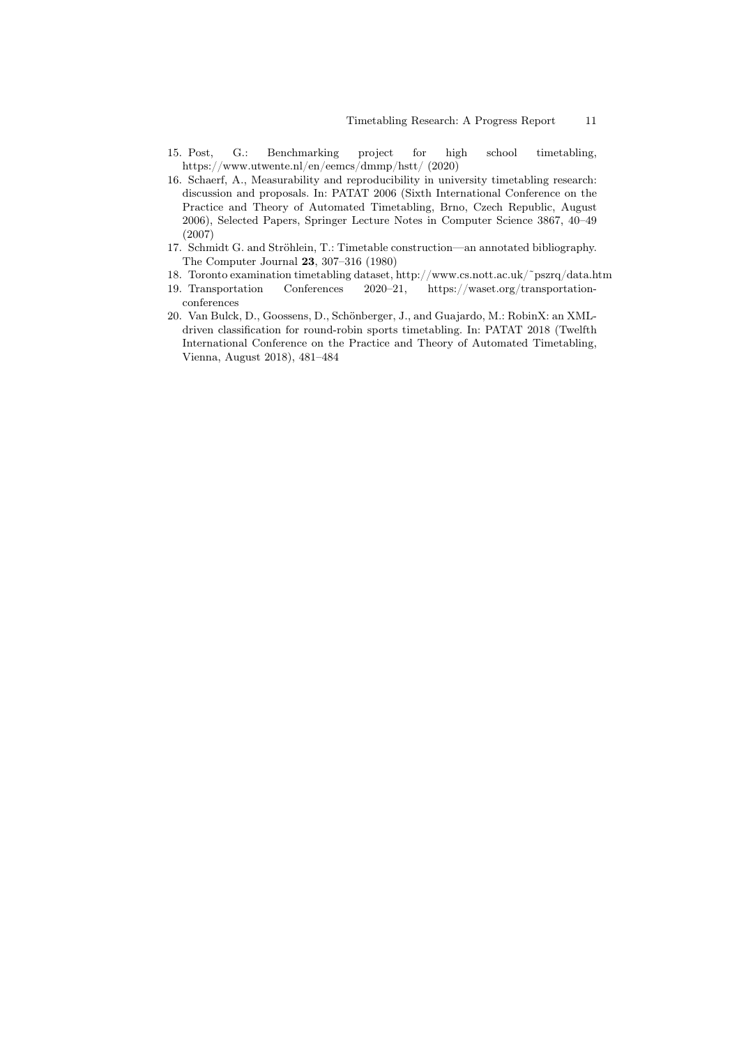15. Post, G.: Benchmarking project for high school timetabling, https://www.utwente.nl/en/eemcs/dmmp/hstt/ (2020)
16. Schaerf, A., Measurability and reproducibility in university timetabling research: discussion and proposals. In: PATAT 2006 (Sixth International Conference on the Practice and Theory of Automated Timetabling, Brno, Czech Republic, August 2006), Selected Papers, Springer Lecture Notes in Computer Science 3867, 40–49 (2007)
17. Schmidt G. and Ströhlein, T.: Timetable construction—an annotated bibliography. The Computer Journal **23**, 307–316 (1980)
18. Toronto examination timetabling dataset, http://www.cs.nott.ac.uk/~pszrq/data.htm
19. Transportation Conferences 2020–21, https://waset.org/transportation-conferences
20. Van Bulck, D., Goossens, D., Schönberger, J., and Guajardo, M.: RobinX: an XML-driven classification for round-robin sports timetabling. In: PATAT 2018 (Twelfth International Conference on the Practice and Theory of Automated Timetabling, Vienna, August 2018), 481–484